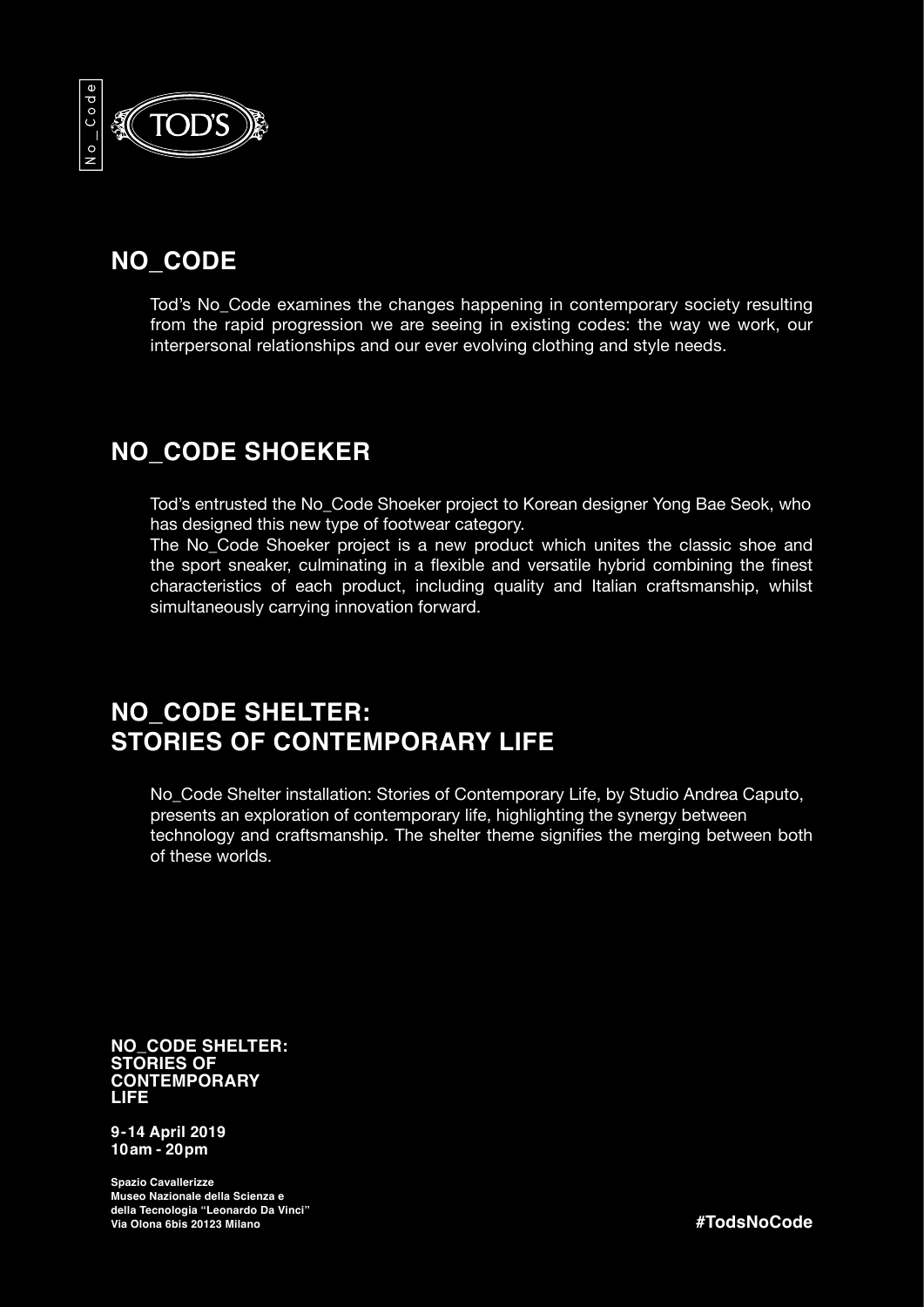No_Code

TOD'S

## NO_CODE

Tod's No_Code examines the changes happening in contemporary society resulting from the rapid progression we are seeing in existing codes: the way we work, our interpersonal relationships and our ever evolving clothing and style needs.

## NO_CODE SHOEKER

Tod's entrusted the No_Code Shoeker project to Korean designer Yong Bae Seok, who has designed this new type of footwear category.
The No_Code Shoeker project is a new product which unites the classic shoe and the sport sneaker, culminating in a flexible and versatile hybrid combining the finest characteristics of each product, including quality and Italian craftsmanship, whilst simultaneously carrying innovation forward.

## NO_CODE SHELTER: STORIES OF CONTEMPORARY LIFE

No_Code Shelter installation: Stories of Contemporary Life, by Studio Andrea Caputo, presents an exploration of contemporary life, highlighting the synergy between technology and craftsmanship. The shelter theme signifies the merging between both of these worlds.

**NO_CODE SHELTER: STORIES OF CONTEMPORARY LIFE**

**9-14 April 2019**
**10am - 20pm**

**Spazio Cavallerizze**
**Museo Nazionale della Scienza e della Tecnologia "Leonardo Da Vinci"**
**Via Olona 6bis 20123 Milano**

**#TodsNoCode**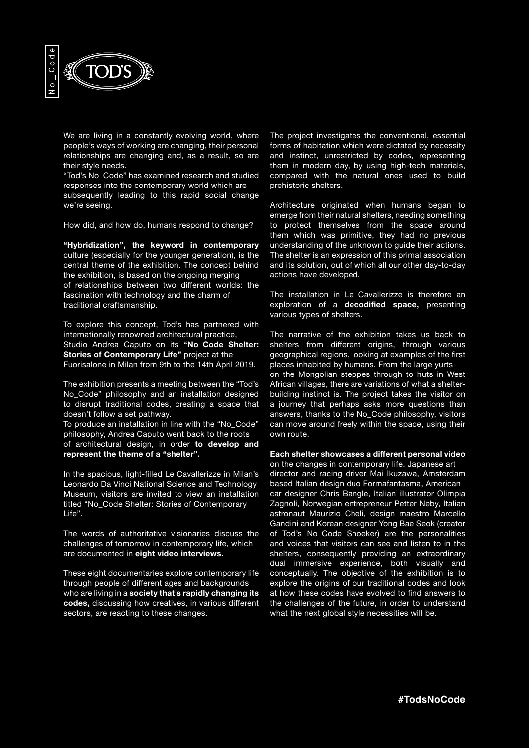We are living in a constantly evolving world, where people's ways of working are changing, their personal relationships are changing and, as a result, so are their style needs.

"Tod's No_Code" has examined research and studied responses into the contemporary world which are subsequently leading to this rapid social change we're seeing.

How did, and how do, humans respond to change?

**"Hybridization", the keyword in contemporary** culture (especially for the younger generation), is the central theme of the exhibition. The concept behind the exhibition, is based on the ongoing merging of relationships between two different worlds: the fascination with technology and the charm of traditional craftsmanship.

To explore this concept, Tod's has partnered with internationally renowned architectural practice, Studio Andrea Caputo on its **"No_Code Shelter: Stories of Contemporary Life"** project at the Fuorisalone in Milan from 9th to the 14th April 2019.

The exhibition presents a meeting between the "Tod's No_Code" philosophy and an installation designed to disrupt traditional codes, creating a space that doesn't follow a set pathway.

To produce an installation in line with the "No_Code" philosophy, Andrea Caputo went back to the roots of architectural design, in order **to develop and represent the theme of a "shelter".**

In the spacious, light-filled Le Cavallerizze in Milan's Leonardo Da Vinci National Science and Technology Museum, visitors are invited to view an installation titled "No_Code Shelter: Stories of Contemporary Life".

The words of authoritative visionaries discuss the challenges of tomorrow in contemporary life, which are documented in **eight video interviews.**

These eight documentaries explore contemporary life through people of different ages and backgrounds who are living in a **society that's rapidly changing its codes,** discussing how creatives, in various different sectors, are reacting to these changes.

The project investigates the conventional, essential forms of habitation which were dictated by necessity and instinct, unrestricted by codes, representing them in modern day, by using high-tech materials, compared with the natural ones used to build prehistoric shelters.

Architecture originated when humans began to emerge from their natural shelters, needing something to protect themselves from the space around them which was primitive, they had no previous understanding of the unknown to guide their actions. The shelter is an expression of this primal association and its solution, out of which all our other day-to-day actions have developed.

The installation in Le Cavallerizze is therefore an exploration of a **decodified space,** presenting various types of shelters.

The narrative of the exhibition takes us back to shelters from different origins, through various geographical regions, looking at examples of the first places inhabited by humans. From the large yurts on the Mongolian steppes through to huts in West African villages, there are variations of what a shelter-building instinct is. The project takes the visitor on a journey that perhaps asks more questions than answers, thanks to the No_Code philosophy, visitors can move around freely within the space, using their own route.

**Each shelter showcases a different personal video** on the changes in contemporary life. Japanese art director and racing driver Mai Ikuzawa, Amsterdam based Italian design duo Formafantasma, American car designer Chris Bangle, Italian illustrator Olimpia Zagnoli, Norwegian entrepreneur Petter Neby, Italian astronaut Maurizio Cheli, design maestro Marcello Gandini and Korean designer Yong Bae Seok (creator of Tod's No_Code Shoeker) are the personalities and voices that visitors can see and listen to in the shelters, consequently providing an extraordinary dual immersive experience, both visually and conceptually. The objective of the exhibition is to explore the origins of our traditional codes and look at how these codes have evolved to find answers to the challenges of the future, in order to understand what the next global style necessities will be.

**#TodsNoCode**